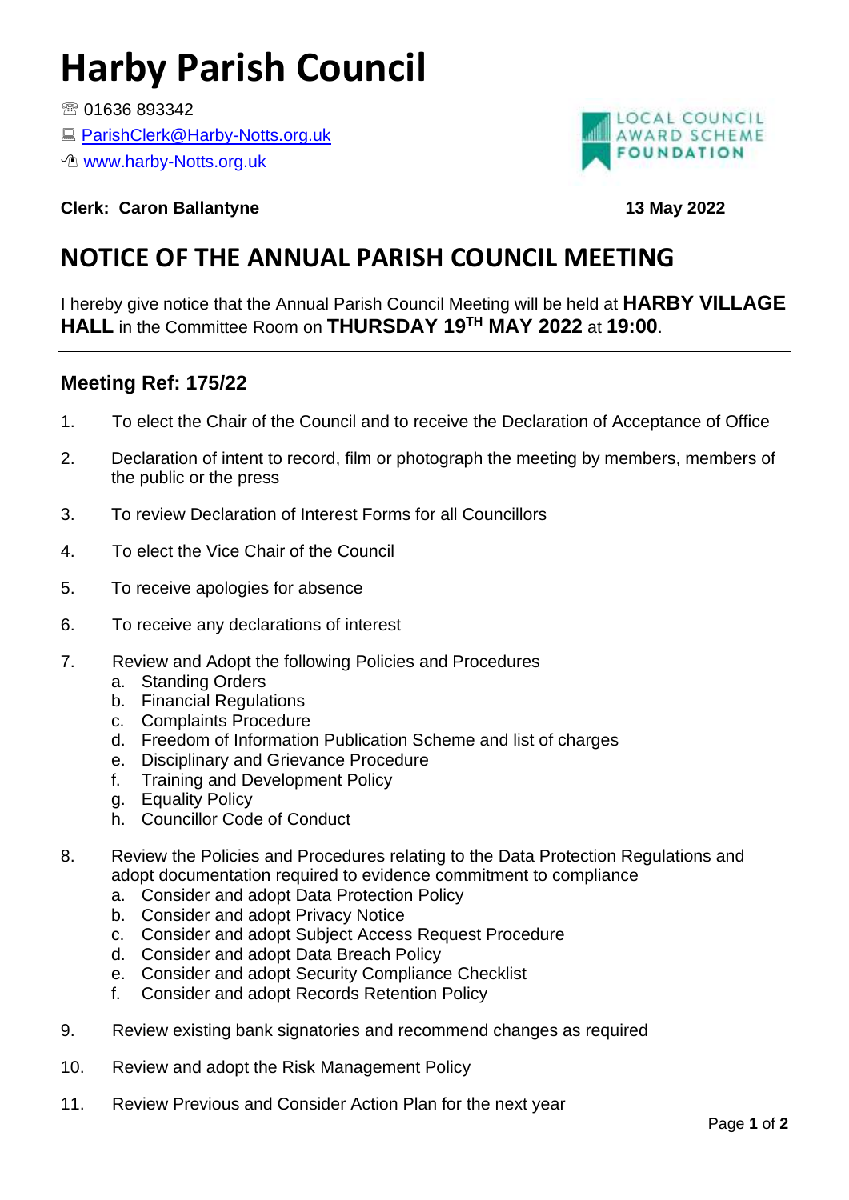# Harby Parish Council

☏ 01636 893342
🖳 ParishClerk@Harby-Notts.org.uk
www.harby-Notts.org.uk

LOCAL COUNCIL AWARD SCHEME FOUNDATION

**Clerk: Caron Ballantyne** **13 May 2022**

## NOTICE OF THE ANNUAL PARISH COUNCIL MEETING

I hereby give notice that the Annual Parish Council Meeting will be held at **HARBY VILLAGE HALL** in the Committee Room on **THURSDAY 19TH MAY 2022** at **19:00**.

### Meeting Ref: 175/22

1. To elect the Chair of the Council and to receive the Declaration of Acceptance of Office
2. Declaration of intent to record, film or photograph the meeting by members, members of the public or the press
3. To review Declaration of Interest Forms for all Councillors
4. To elect the Vice Chair of the Council
5. To receive apologies for absence
6. To receive any declarations of interest
7. Review and Adopt the following Policies and Procedures
   a. Standing Orders
   b. Financial Regulations
   c. Complaints Procedure
   d. Freedom of Information Publication Scheme and list of charges
   e. Disciplinary and Grievance Procedure
   f. Training and Development Policy
   g. Equality Policy
   h. Councillor Code of Conduct
8. Review the Policies and Procedures relating to the Data Protection Regulations and adopt documentation required to evidence commitment to compliance
   a. Consider and adopt Data Protection Policy
   b. Consider and adopt Privacy Notice
   c. Consider and adopt Subject Access Request Procedure
   d. Consider and adopt Data Breach Policy
   e. Consider and adopt Security Compliance Checklist
   f. Consider and adopt Records Retention Policy
9. Review existing bank signatories and recommend changes as required
10. Review and adopt the Risk Management Policy
11. Review Previous and Consider Action Plan for the next year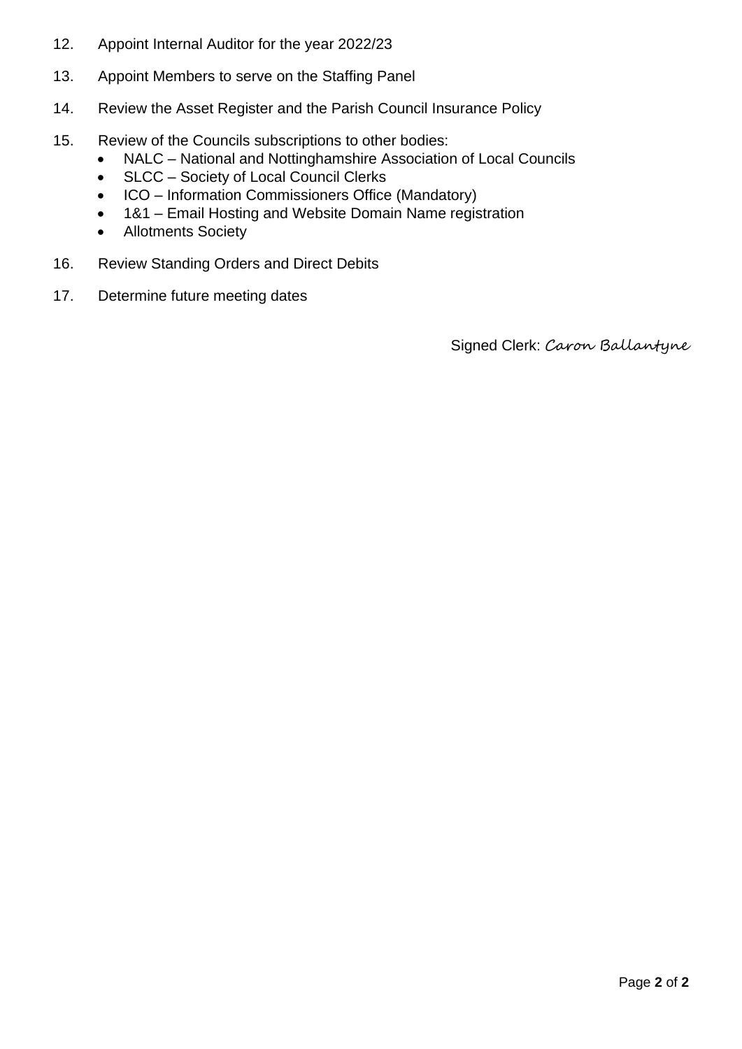12. Appoint Internal Auditor for the year 2022/23

13. Appoint Members to serve on the Staffing Panel

14. Review the Asset Register and the Parish Council Insurance Policy

15. Review of the Councils subscriptions to other bodies:
    - NALC – National and Nottinghamshire Association of Local Councils
    - SLCC – Society of Local Council Clerks
    - ICO – Information Commissioners Office (Mandatory)
    - 1&1 – Email Hosting and Website Domain Name registration
    - Allotments Society

16. Review Standing Orders and Direct Debits

17. Determine future meeting dates

Signed Clerk: *Caron Ballantyne*